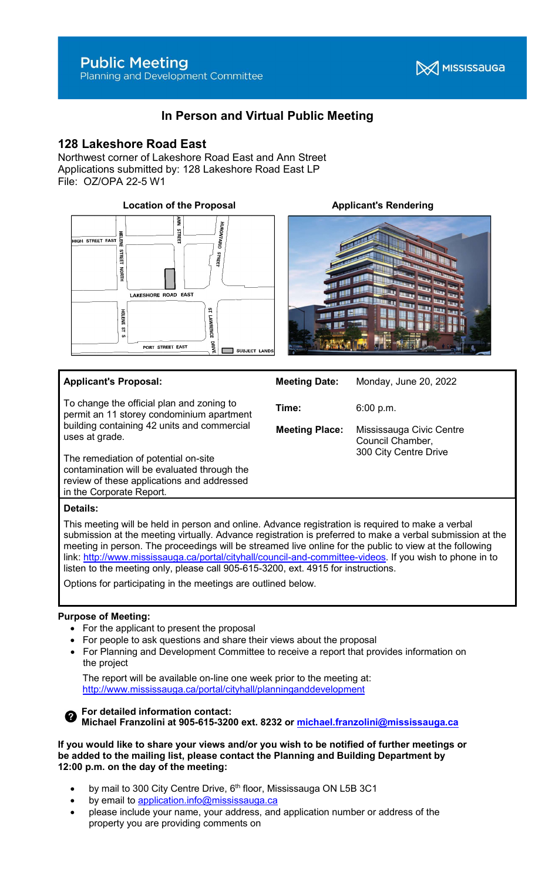# Public Meeting

Planning and Development Committee

MISSISSAUGA

## In Person and Virtual Public Meeting

## 128 Lakeshore Road East

Northwest corner of Lakeshore Road East and Ann Street
Applications submitted by: 128 Lakeshore Road East LP
File: OZ/OPA 22-5 W1

**Location of the Proposal**

**Applicant's Rendering**

| **Applicant's Proposal:** | **Meeting Date:** | Monday, June 20, 2022 |
|---|---|---|
| To change the official plan and zoning to permit an 11 storey condominium apartment building containing 42 units and commercial uses at grade. | **Time:** | 6:00 p.m. |
| The remediation of potential on-site contamination will be evaluated through the review of these applications and addressed in the Corporate Report. | **Meeting Place:** | Mississauga Civic Centre Council Chamber, 300 City Centre Drive |

**Details:**

This meeting will be held in person and online. Advance registration is required to make a verbal submission at the meeting virtually. Advance registration is preferred to make a verbal submission at the meeting in person. The proceedings will be streamed live online for the public to view at the following link: http://www.mississauga.ca/portal/cityhall/council-and-committee-videos. If you wish to phone in to listen to the meeting only, please call 905-615-3200, ext. 4915 for instructions.

Options for participating in the meetings are outlined below.

**Purpose of Meeting:**

- For the applicant to present the proposal
- For people to ask questions and share their views about the proposal
- For Planning and Development Committee to receive a report that provides information on the project

  The report will be available on-line one week prior to the meeting at: http://www.mississauga.ca/portal/cityhall/planninganddevelopment

**For detailed information contact:**
**Michael Franzolini at 905-615-3200 ext. 8232 or michael.franzolini@mississauga.ca**

**If you would like to share your views and/or you wish to be notified of further meetings or be added to the mailing list, please contact the Planning and Building Department by 12:00 p.m. on the day of the meeting:**

- by mail to 300 City Centre Drive, 6th floor, Mississauga ON L5B 3C1
- by email to application.info@mississauga.ca
- please include your name, your address, and application number or address of the property you are providing comments on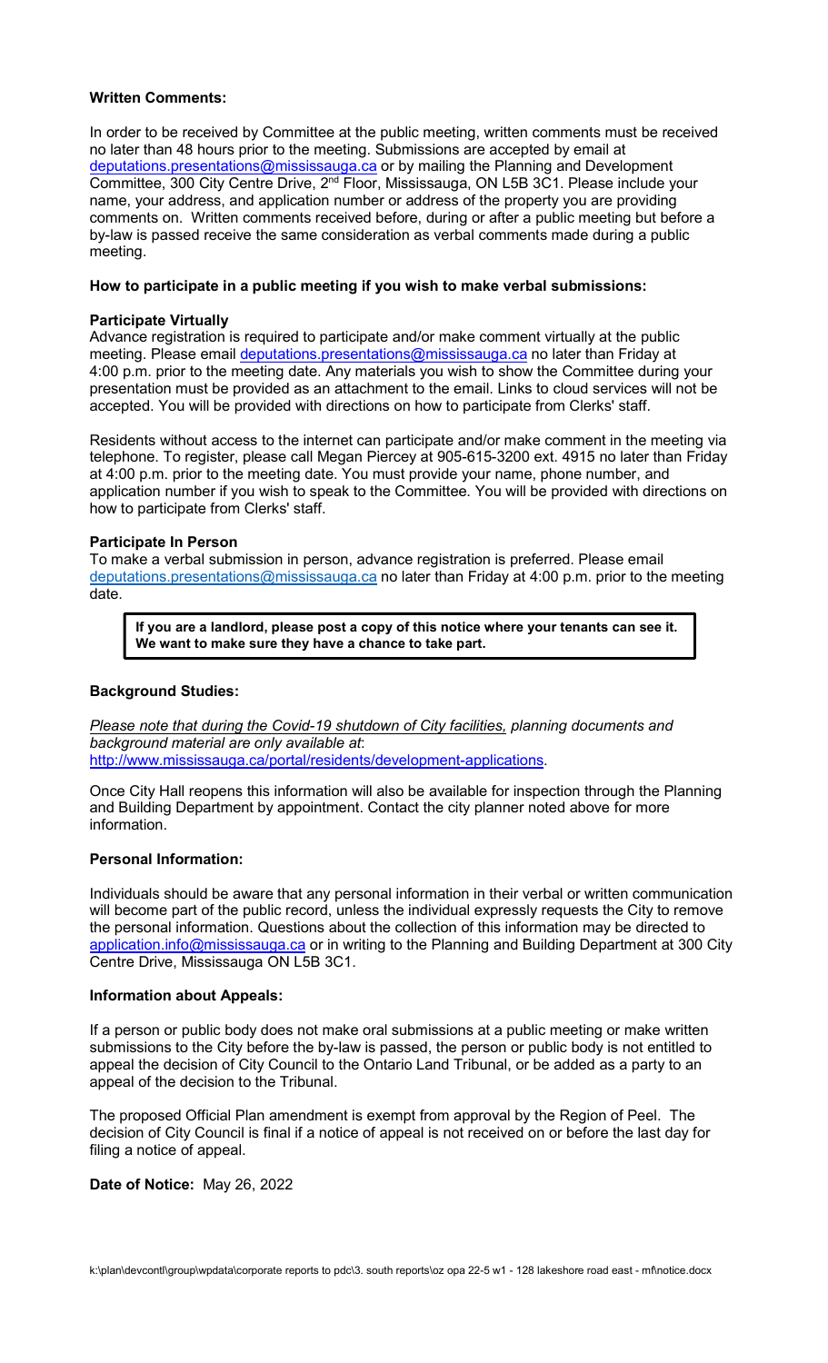**Written Comments:**

In order to be received by Committee at the public meeting, written comments must be received no later than 48 hours prior to the meeting. Submissions are accepted by email at deputations.presentations@mississauga.ca or by mailing the Planning and Development Committee, 300 City Centre Drive, 2nd Floor, Mississauga, ON L5B 3C1. Please include your name, your address, and application number or address of the property you are providing comments on. Written comments received before, during or after a public meeting but before a by-law is passed receive the same consideration as verbal comments made during a public meeting.

**How to participate in a public meeting if you wish to make verbal submissions:**

**Participate Virtually**
Advance registration is required to participate and/or make comment virtually at the public meeting. Please email deputations.presentations@mississauga.ca no later than Friday at 4:00 p.m. prior to the meeting date. Any materials you wish to show the Committee during your presentation must be provided as an attachment to the email. Links to cloud services will not be accepted. You will be provided with directions on how to participate from Clerks' staff.

Residents without access to the internet can participate and/or make comment in the meeting via telephone. To register, please call Megan Piercey at 905-615-3200 ext. 4915 no later than Friday at 4:00 p.m. prior to the meeting date. You must provide your name, phone number, and application number if you wish to speak to the Committee. You will be provided with directions on how to participate from Clerks' staff.

**Participate In Person**
To make a verbal submission in person, advance registration is preferred. Please email deputations.presentations@mississauga.ca no later than Friday at 4:00 p.m. prior to the meeting date.

**If you are a landlord, please post a copy of this notice where your tenants can see it. We want to make sure they have a chance to take part.**

**Background Studies:**

*Please note that during the Covid-19 shutdown of City facilities, planning documents and background material are only available at*: http://www.mississauga.ca/portal/residents/development-applications.

Once City Hall reopens this information will also be available for inspection through the Planning and Building Department by appointment. Contact the city planner noted above for more information.

**Personal Information:**

Individuals should be aware that any personal information in their verbal or written communication will become part of the public record, unless the individual expressly requests the City to remove the personal information. Questions about the collection of this information may be directed to application.info@mississauga.ca or in writing to the Planning and Building Department at 300 City Centre Drive, Mississauga ON L5B 3C1.

**Information about Appeals:**

If a person or public body does not make oral submissions at a public meeting or make written submissions to the City before the by-law is passed, the person or public body is not entitled to appeal the decision of City Council to the Ontario Land Tribunal, or be added as a party to an appeal of the decision to the Tribunal.

The proposed Official Plan amendment is exempt from approval by the Region of Peel. The decision of City Council is final if a notice of appeal is not received on or before the last day for filing a notice of appeal.

**Date of Notice:** May 26, 2022

k:\plan\devcontl\group\wpdata\corporate reports to pdc\3. south reports\oz opa 22-5 w1 - 128 lakeshore road east - mf\notice.docx